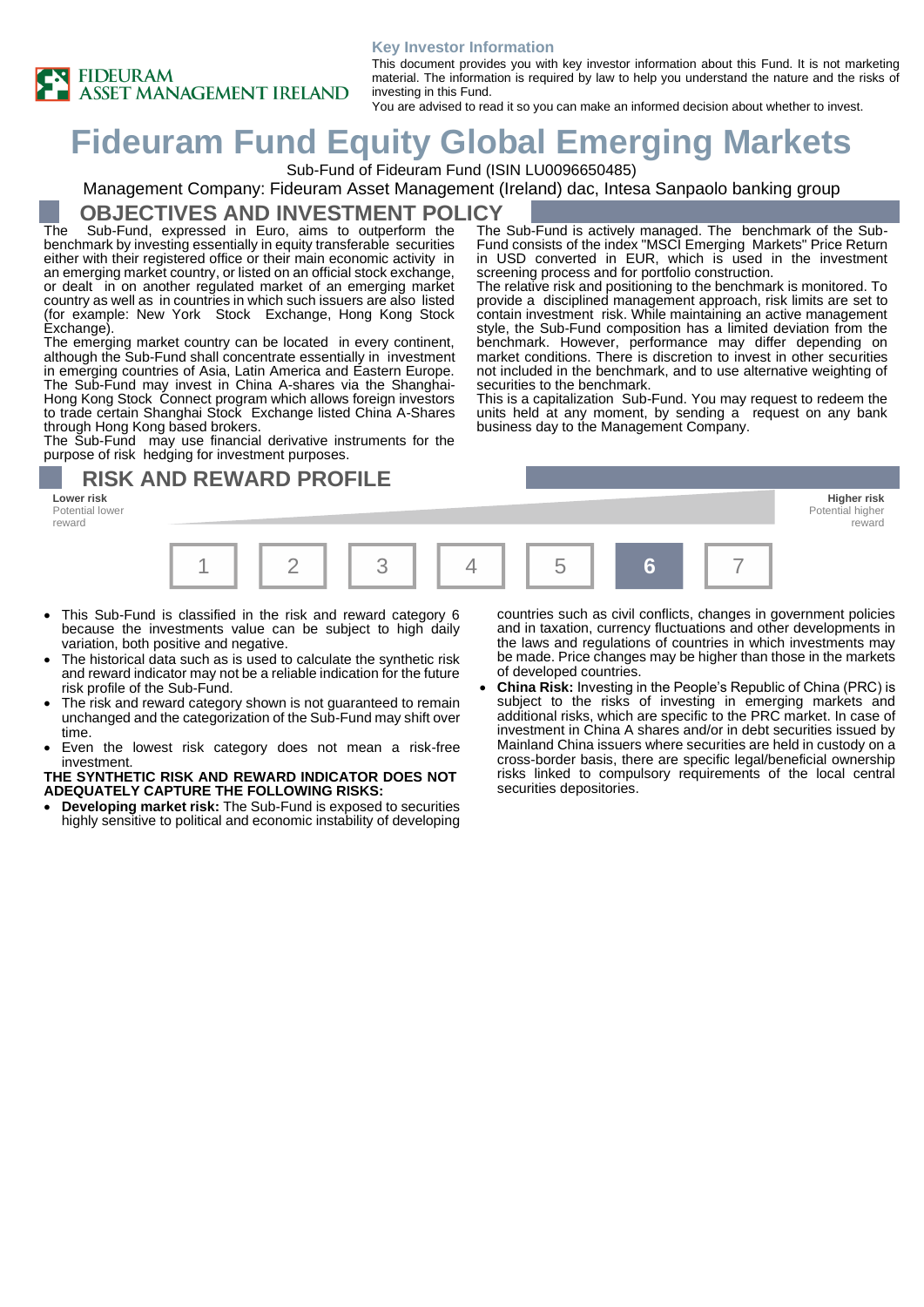FIDEURAM ASSET MANAGEMENT IRELAND

**Key Investor Information**

This document provides you with key investor information about this Fund. It is not marketing material. The information is required by law to help you understand the nature and the risks of investing in this Fund.

You are advised to read it so you can make an informed decision about whether to invest.

# Fideuram Fund Equity Global Emerging Markets

Sub-Fund of Fideuram Fund (ISIN LU0096650485)

Management Company: Fideuram Asset Management (Ireland) dac, Intesa Sanpaolo banking group

## OBJECTIVES AND INVESTMENT POLICY

The Sub-Fund, expressed in Euro, aims to outperform the benchmark by investing essentially in equity transferable securities either with their registered office or their main economic activity in an emerging market country, or listed on an official stock exchange, or dealt in on another regulated market of an emerging market country as well as in countries in which such issuers are also listed (for example: New York Stock Exchange, Hong Kong Stock Exchange).

The emerging market country can be located in every continent, although the Sub-Fund shall concentrate essentially in investment in emerging countries of Asia, Latin America and Eastern Europe. The Sub-Fund may invest in China A-shares via the Shanghai-Hong Kong Stock Connect program which allows foreign investors to trade certain Shanghai Stock Exchange listed China A-Shares through Hong Kong based brokers.

The Sub-Fund may use financial derivative instruments for the purpose of risk hedging for investment purposes.

The Sub-Fund is actively managed. The benchmark of the Sub-Fund consists of the index "MSCI Emerging Markets" Price Return in USD converted in EUR, which is used in the investment screening process and for portfolio construction.

The relative risk and positioning to the benchmark is monitored. To provide a disciplined management approach, risk limits are set to contain investment risk. While maintaining an active management style, the Sub-Fund composition has a limited deviation from the benchmark. However, performance may differ depending on market conditions. There is discretion to invest in other securities not included in the benchmark, and to use alternative weighting of securities to the benchmark.

This is a capitalization Sub-Fund. You may request to redeem the units held at any moment, by sending a request on any bank business day to the Management Company.

## RISK AND REWARD PROFILE

**Lower risk** Potential lower reward — **Higher risk** Potential higher reward

| 1 | 2 | 3 | 4 | 5 | **6** | 7 |
|---|---|---|---|---|---|---|

- This Sub-Fund is classified in the risk and reward category 6 because the investments value can be subject to high daily variation, both positive and negative.
- The historical data such as is used to calculate the synthetic risk and reward indicator may not be a reliable indication for the future risk profile of the Sub-Fund.
- The risk and reward category shown is not guaranteed to remain unchanged and the categorization of the Sub-Fund may shift over time.
- Even the lowest risk category does not mean a risk-free investment.

**THE SYNTHETIC RISK AND REWARD INDICATOR DOES NOT ADEQUATELY CAPTURE THE FOLLOWING RISKS:**

- **Developing market risk:** The Sub-Fund is exposed to securities highly sensitive to political and economic instability of developing countries such as civil conflicts, changes in government policies and in taxation, currency fluctuations and other developments in the laws and regulations of countries in which investments may be made. Price changes may be higher than those in the markets of developed countries.
- **China Risk:** Investing in the People's Republic of China (PRC) is subject to the risks of investing in emerging markets and additional risks, which are specific to the PRC market. In case of investment in China A shares and/or in debt securities issued by Mainland China issuers where securities are held in custody on a cross-border basis, there are specific legal/beneficial ownership risks linked to compulsory requirements of the local central securities depositories.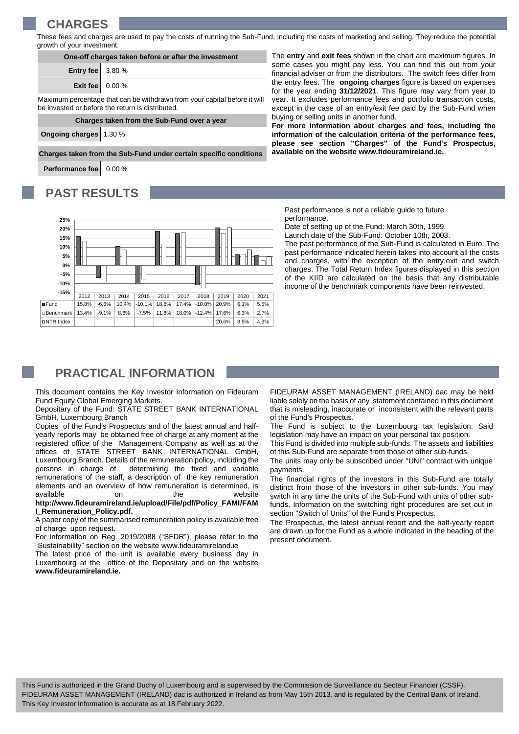## CHARGES

These fees and charges are used to pay the costs of running the Sub-Fund, including the costs of marketing and selling. They reduce the potential growth of your investment.

| One-off charges taken before or after the investment | |
|---|---|
| **Entry fee** | 3.80 % |
| **Exit fee** | 0.00 % |

Maximum percentage that can be withdrawn from your capital before it will be invested or before the return is distributed.

| Charges taken from the Sub-Fund over a year | |
|---|---|
| **Ongoing charges** | 1.30 % |

| Charges taken from the Sub-Fund under certain specific conditions | |
|---|---|
| **Performance fee** | 0.00 % |

The **entry** and **exit fees** shown in the chart are maximum figures. In some cases you might pay less. You can find this out from your financial adviser or from the distributors. The switch fees differ from the entry fees. The **ongoing charges** figure is based on expenses for the year ending **31/12/2021**. This figure may vary from year to year. It excludes performance fees and portfolio transaction costs, except in the case of an entry/exit fee paid by the Sub-Fund when buying or selling units in another fund.

**For more information about charges and fees, including the information of the calculation criteria of the performance fees, please see section "Charges" of the Fund's Prospectus, available on the website www.fideuramireland.ie.**

## PAST RESULTS

25%
20%
15%
10%
5%
0%
-5%
-10%
-15%

2012 2013 2014 2015 2016 2017 2018 2019 2020 2021

Fund: 15,8% -6,6% 10,4% -10,1% 18,8% 17,4% -10,8% 20,9% 6,1% 5,5%

Benchmark: 13,4% -9,1% 8,6% -7,5% 11,8% 18,0% -12,4% 17,6% 6,3% 2,7%

NTR Index: 20,6% 8,5% 4,9%

Past performance is not a reliable guide to future performance.

Date of setting up of the Fund: March 30th, 1999.

Launch date of the Sub-Fund: October 10th, 2003.

The past performance of the Sub-Fund is calculated in Euro. The past performance indicated herein takes into account all the costs and charges, with the exception of the entry,exit and switch charges. The Total Return Index figures displayed in this section of the KIID are calculated on the basis that any distributable income of the benchmark components have been reinvested.

## PRACTICAL INFORMATION

This document contains the Key Investor Information on Fideuram Fund Equity Global Emerging Markets.

Depositary of the Fund: STATE STREET BANK INTERNATIONAL GmbH, Luxembourg Branch

Copies of the Fund's Prospectus and of the latest annual and half-yearly reports may be obtained free of charge at any moment at the registered office of the Management Company as well as at the offices of STATE STREET BANK INTERNATIONAL GmbH, Luxembourg Branch. Details of the remuneration policy, including the persons in charge of determining the fixed and variable remunerations of the staff, a description of the key remuneration elements and an overview of how remuneration is determined, is available on the website **http://www.fideuramireland.ie/upload/File/pdf/Policy_FAMI/FAMI_Remuneration_Policy.pdf.**

A paper copy of the summarised remuneration policy is available free of charge upon request.

For information on Reg. 2019/2088 ("SFDR"), please refer to the "Sustainability" section on the website www.fideuramireland.ie

The latest price of the unit is available every business day in Luxembourg at the office of the Depositary and on the website **www.fideuramireland.ie.**

FIDEURAM ASSET MANAGEMENT (IRELAND) dac may be held liable solely on the basis of any statement contained in this document that is misleading, inaccurate or inconsistent with the relevant parts of the Fund's Prospectus.

The Fund is subject to the Luxembourg tax legislation. Said legislation may have an impact on your personal tax position.

This Fund is divided into multiple sub-funds. The assets and liabilities of this Sub-Fund are separate from those of other sub-funds.

The units may only be subscribed under "UNI" contract with unique payments.

The financial rights of the investors in this Sub-Fund are totally distinct from those of the investors in other sub-funds. You may switch in any time the units of the Sub-Fund with units of other sub-funds. Information on the switching right procedures are set out in section "Switch of Units" of the Fund's Prospectus.

The Prospectus, the latest annual report and the half-yearly report are drawn up for the Fund as a whole indicated in the heading of the present document.

This Fund is authorized in the Grand Duchy of Luxembourg and is supervised by the Commission de Surveillance du Secteur Financier (CSSF). FIDEURAM ASSET MANAGEMENT (IRELAND) dac is authorized in Ireland as from May 15th 2013, and is regulated by the Central Bank of Ireland. This Key Investor Information is accurate as at 18 February 2022.